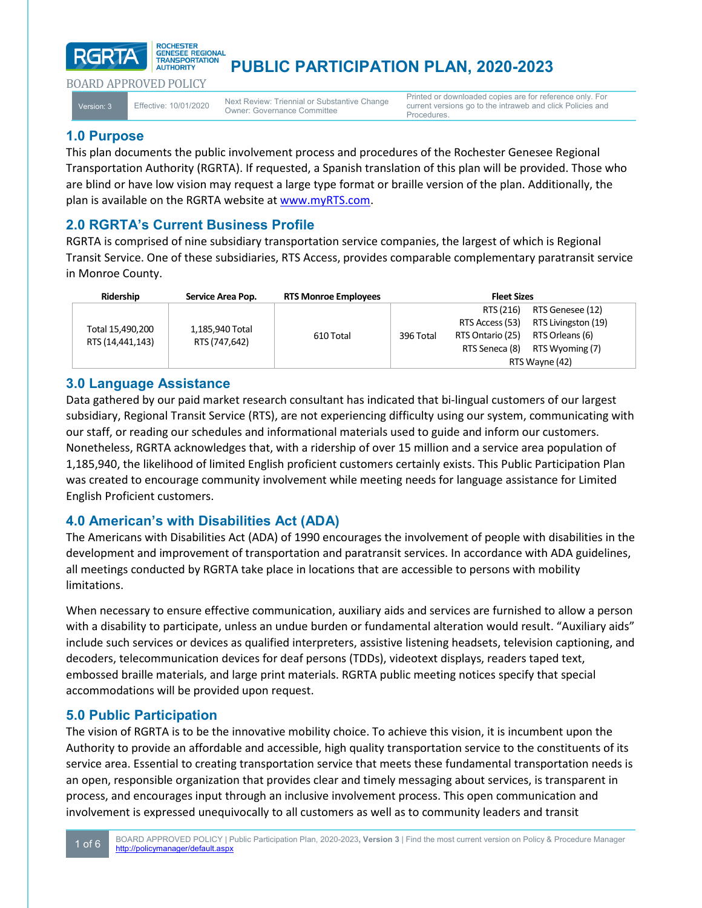# PUBLIC PARTICIPATION PLAN, 2020-2023

BOARD APPROVED POLICY

| Version: 3 | Effective: 10/01/2020 | Next Review: Triennial or Substantive Change<br>Owner: Governance Committee | Printed or downloaded copies are for reference only. For current versions go to the intraweb and click Policies and Procedures. |
|---|---|---|---|

## 1.0 Purpose

This plan documents the public involvement process and procedures of the Rochester Genesee Regional Transportation Authority (RGRTA). If requested, a Spanish translation of this plan will be provided. Those who are blind or have low vision may request a large type format or braille version of the plan. Additionally, the plan is available on the RGRTA website at www.myRTS.com.

## 2.0 RGRTA's Current Business Profile

RGRTA is comprised of nine subsidiary transportation service companies, the largest of which is Regional Transit Service. One of these subsidiaries, RTS Access, provides comparable complementary paratransit service in Monroe County.

| Ridership | Service Area Pop. | RTS Monroe Employees | Fleet Sizes | | |
|---|---|---|---|---|---|
| Total 15,490,200<br>RTS (14,441,143) | 1,185,940 Total<br>RTS (747,642) | 610 Total | 396 Total | RTS (216)<br>RTS Access (53)<br>RTS Ontario (25)<br>RTS Seneca (8) | RTS Genesee (12)<br>RTS Livingston (19)<br>RTS Orleans (6)<br>RTS Wyoming (7) |
| | | | | RTS Wayne (42) | |

## 3.0 Language Assistance

Data gathered by our paid market research consultant has indicated that bi-lingual customers of our largest subsidiary, Regional Transit Service (RTS), are not experiencing difficulty using our system, communicating with our staff, or reading our schedules and informational materials used to guide and inform our customers. Nonetheless, RGRTA acknowledges that, with a ridership of over 15 million and a service area population of 1,185,940, the likelihood of limited English proficient customers certainly exists. This Public Participation Plan was created to encourage community involvement while meeting needs for language assistance for Limited English Proficient customers.

## 4.0 American's with Disabilities Act (ADA)

The Americans with Disabilities Act (ADA) of 1990 encourages the involvement of people with disabilities in the development and improvement of transportation and paratransit services. In accordance with ADA guidelines, all meetings conducted by RGRTA take place in locations that are accessible to persons with mobility limitations.

When necessary to ensure effective communication, auxiliary aids and services are furnished to allow a person with a disability to participate, unless an undue burden or fundamental alteration would result. "Auxiliary aids" include such services or devices as qualified interpreters, assistive listening headsets, television captioning, and decoders, telecommunication devices for deaf persons (TDDs), videotext displays, readers taped text, embossed braille materials, and large print materials. RGRTA public meeting notices specify that special accommodations will be provided upon request.

## 5.0 Public Participation

The vision of RGRTA is to be the innovative mobility choice. To achieve this vision, it is incumbent upon the Authority to provide an affordable and accessible, high quality transportation service to the constituents of its service area. Essential to creating transportation service that meets these fundamental transportation needs is an open, responsible organization that provides clear and timely messaging about services, is transparent in process, and encourages input through an inclusive involvement process. This open communication and involvement is expressed unequivocally to all customers as well as to community leaders and transit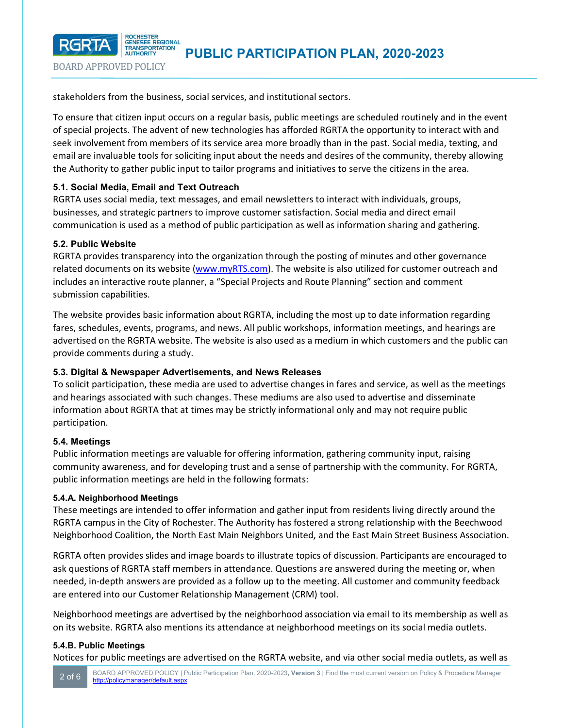stakeholders from the business, social services, and institutional sectors.

To ensure that citizen input occurs on a regular basis, public meetings are scheduled routinely and in the event of special projects. The advent of new technologies has afforded RGRTA the opportunity to interact with and seek involvement from members of its service area more broadly than in the past. Social media, texting, and email are invaluable tools for soliciting input about the needs and desires of the community, thereby allowing the Authority to gather public input to tailor programs and initiatives to serve the citizens in the area.

### 5.1. Social Media, Email and Text Outreach

RGRTA uses social media, text messages, and email newsletters to interact with individuals, groups, businesses, and strategic partners to improve customer satisfaction. Social media and direct email communication is used as a method of public participation as well as information sharing and gathering.

### 5.2. Public Website

RGRTA provides transparency into the organization through the posting of minutes and other governance related documents on its website ([www.myRTS.com](http://www.myRTS.com)). The website is also utilized for customer outreach and includes an interactive route planner, a "Special Projects and Route Planning" section and comment submission capabilities.

The website provides basic information about RGRTA, including the most up to date information regarding fares, schedules, events, programs, and news. All public workshops, information meetings, and hearings are advertised on the RGRTA website. The website is also used as a medium in which customers and the public can provide comments during a study.

### 5.3. Digital & Newspaper Advertisements, and News Releases

To solicit participation, these media are used to advertise changes in fares and service, as well as the meetings and hearings associated with such changes. These mediums are also used to advertise and disseminate information about RGRTA that at times may be strictly informational only and may not require public participation.

### 5.4. Meetings

Public information meetings are valuable for offering information, gathering community input, raising community awareness, and for developing trust and a sense of partnership with the community. For RGRTA, public information meetings are held in the following formats:

#### 5.4.A. Neighborhood Meetings

These meetings are intended to offer information and gather input from residents living directly around the RGRTA campus in the City of Rochester. The Authority has fostered a strong relationship with the Beechwood Neighborhood Coalition, the North East Main Neighbors United, and the East Main Street Business Association.

RGRTA often provides slides and image boards to illustrate topics of discussion. Participants are encouraged to ask questions of RGRTA staff members in attendance. Questions are answered during the meeting or, when needed, in-depth answers are provided as a follow up to the meeting. All customer and community feedback are entered into our Customer Relationship Management (CRM) tool.

Neighborhood meetings are advertised by the neighborhood association via email to its membership as well as on its website. RGRTA also mentions its attendance at neighborhood meetings on its social media outlets.

#### 5.4.B. Public Meetings

Notices for public meetings are advertised on the RGRTA website, and via other social media outlets, as well as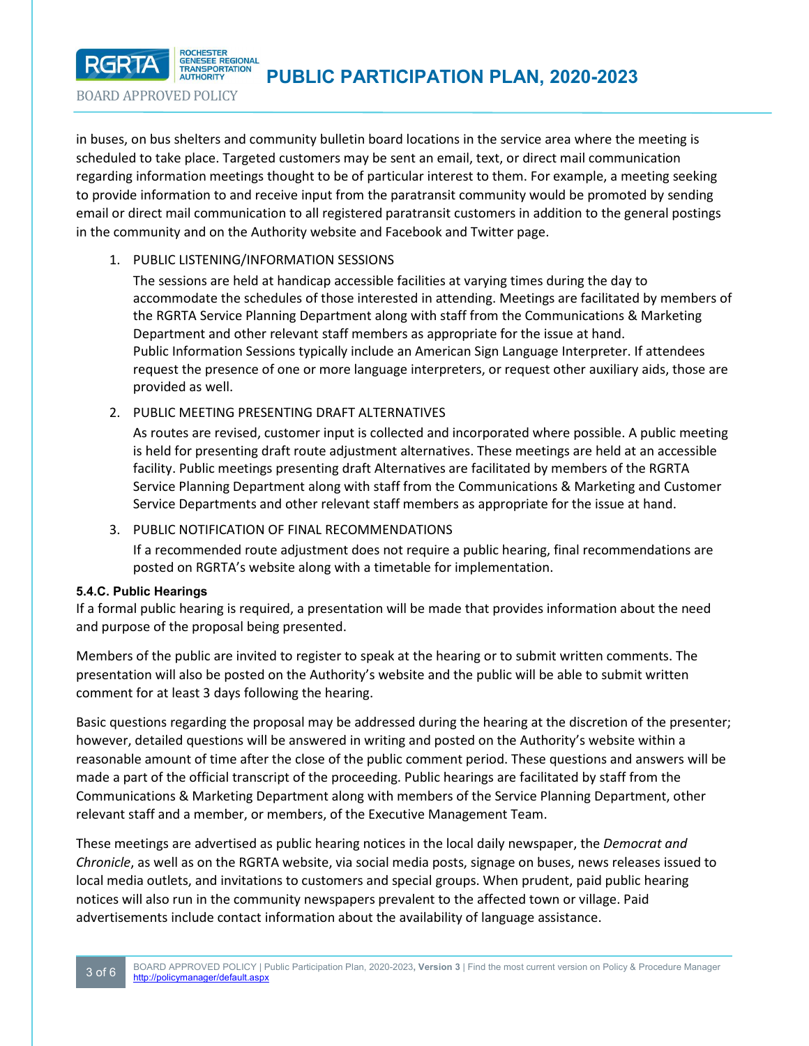in buses, on bus shelters and community bulletin board locations in the service area where the meeting is scheduled to take place. Targeted customers may be sent an email, text, or direct mail communication regarding information meetings thought to be of particular interest to them. For example, a meeting seeking to provide information to and receive input from the paratransit community would be promoted by sending email or direct mail communication to all registered paratransit customers in addition to the general postings in the community and on the Authority website and Facebook and Twitter page.

1. PUBLIC LISTENING/INFORMATION SESSIONS

   The sessions are held at handicap accessible facilities at varying times during the day to accommodate the schedules of those interested in attending. Meetings are facilitated by members of the RGRTA Service Planning Department along with staff from the Communications & Marketing Department and other relevant staff members as appropriate for the issue at hand.
   Public Information Sessions typically include an American Sign Language Interpreter. If attendees request the presence of one or more language interpreters, or request other auxiliary aids, those are provided as well.

2. PUBLIC MEETING PRESENTING DRAFT ALTERNATIVES

   As routes are revised, customer input is collected and incorporated where possible. A public meeting is held for presenting draft route adjustment alternatives. These meetings are held at an accessible facility. Public meetings presenting draft Alternatives are facilitated by members of the RGRTA Service Planning Department along with staff from the Communications & Marketing and Customer Service Departments and other relevant staff members as appropriate for the issue at hand.

3. PUBLIC NOTIFICATION OF FINAL RECOMMENDATIONS

   If a recommended route adjustment does not require a public hearing, final recommendations are posted on RGRTA's website along with a timetable for implementation.

#### 5.4.C. Public Hearings

If a formal public hearing is required, a presentation will be made that provides information about the need and purpose of the proposal being presented.

Members of the public are invited to register to speak at the hearing or to submit written comments. The presentation will also be posted on the Authority's website and the public will be able to submit written comment for at least 3 days following the hearing.

Basic questions regarding the proposal may be addressed during the hearing at the discretion of the presenter; however, detailed questions will be answered in writing and posted on the Authority's website within a reasonable amount of time after the close of the public comment period. These questions and answers will be made a part of the official transcript of the proceeding. Public hearings are facilitated by staff from the Communications & Marketing Department along with members of the Service Planning Department, other relevant staff and a member, or members, of the Executive Management Team.

These meetings are advertised as public hearing notices in the local daily newspaper, the *Democrat and Chronicle*, as well as on the RGRTA website, via social media posts, signage on buses, news releases issued to local media outlets, and invitations to customers and special groups. When prudent, paid public hearing notices will also run in the community newspapers prevalent to the affected town or village. Paid advertisements include contact information about the availability of language assistance.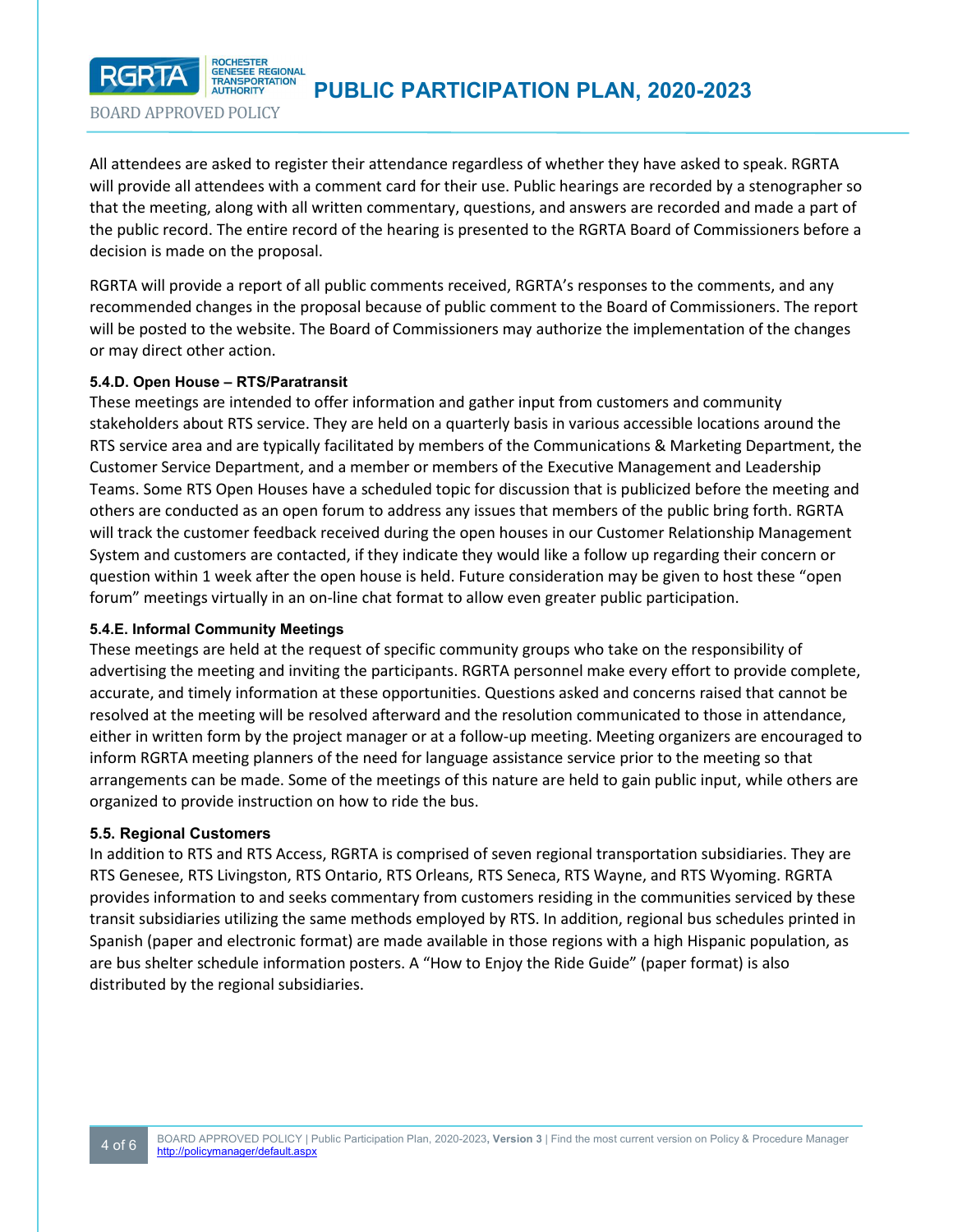All attendees are asked to register their attendance regardless of whether they have asked to speak. RGRTA will provide all attendees with a comment card for their use. Public hearings are recorded by a stenographer so that the meeting, along with all written commentary, questions, and answers are recorded and made a part of the public record. The entire record of the hearing is presented to the RGRTA Board of Commissioners before a decision is made on the proposal.

RGRTA will provide a report of all public comments received, RGRTA's responses to the comments, and any recommended changes in the proposal because of public comment to the Board of Commissioners. The report will be posted to the website. The Board of Commissioners may authorize the implementation of the changes or may direct other action.

#### 5.4.D. Open House – RTS/Paratransit

These meetings are intended to offer information and gather input from customers and community stakeholders about RTS service. They are held on a quarterly basis in various accessible locations around the RTS service area and are typically facilitated by members of the Communications & Marketing Department, the Customer Service Department, and a member or members of the Executive Management and Leadership Teams. Some RTS Open Houses have a scheduled topic for discussion that is publicized before the meeting and others are conducted as an open forum to address any issues that members of the public bring forth. RGRTA will track the customer feedback received during the open houses in our Customer Relationship Management System and customers are contacted, if they indicate they would like a follow up regarding their concern or question within 1 week after the open house is held. Future consideration may be given to host these "open forum" meetings virtually in an on-line chat format to allow even greater public participation.

#### 5.4.E. Informal Community Meetings

These meetings are held at the request of specific community groups who take on the responsibility of advertising the meeting and inviting the participants. RGRTA personnel make every effort to provide complete, accurate, and timely information at these opportunities. Questions asked and concerns raised that cannot be resolved at the meeting will be resolved afterward and the resolution communicated to those in attendance, either in written form by the project manager or at a follow-up meeting. Meeting organizers are encouraged to inform RGRTA meeting planners of the need for language assistance service prior to the meeting so that arrangements can be made. Some of the meetings of this nature are held to gain public input, while others are organized to provide instruction on how to ride the bus.

### 5.5. Regional Customers

In addition to RTS and RTS Access, RGRTA is comprised of seven regional transportation subsidiaries. They are RTS Genesee, RTS Livingston, RTS Ontario, RTS Orleans, RTS Seneca, RTS Wayne, and RTS Wyoming. RGRTA provides information to and seeks commentary from customers residing in the communities serviced by these transit subsidiaries utilizing the same methods employed by RTS. In addition, regional bus schedules printed in Spanish (paper and electronic format) are made available in those regions with a high Hispanic population, as are bus shelter schedule information posters. A "How to Enjoy the Ride Guide" (paper format) is also distributed by the regional subsidiaries.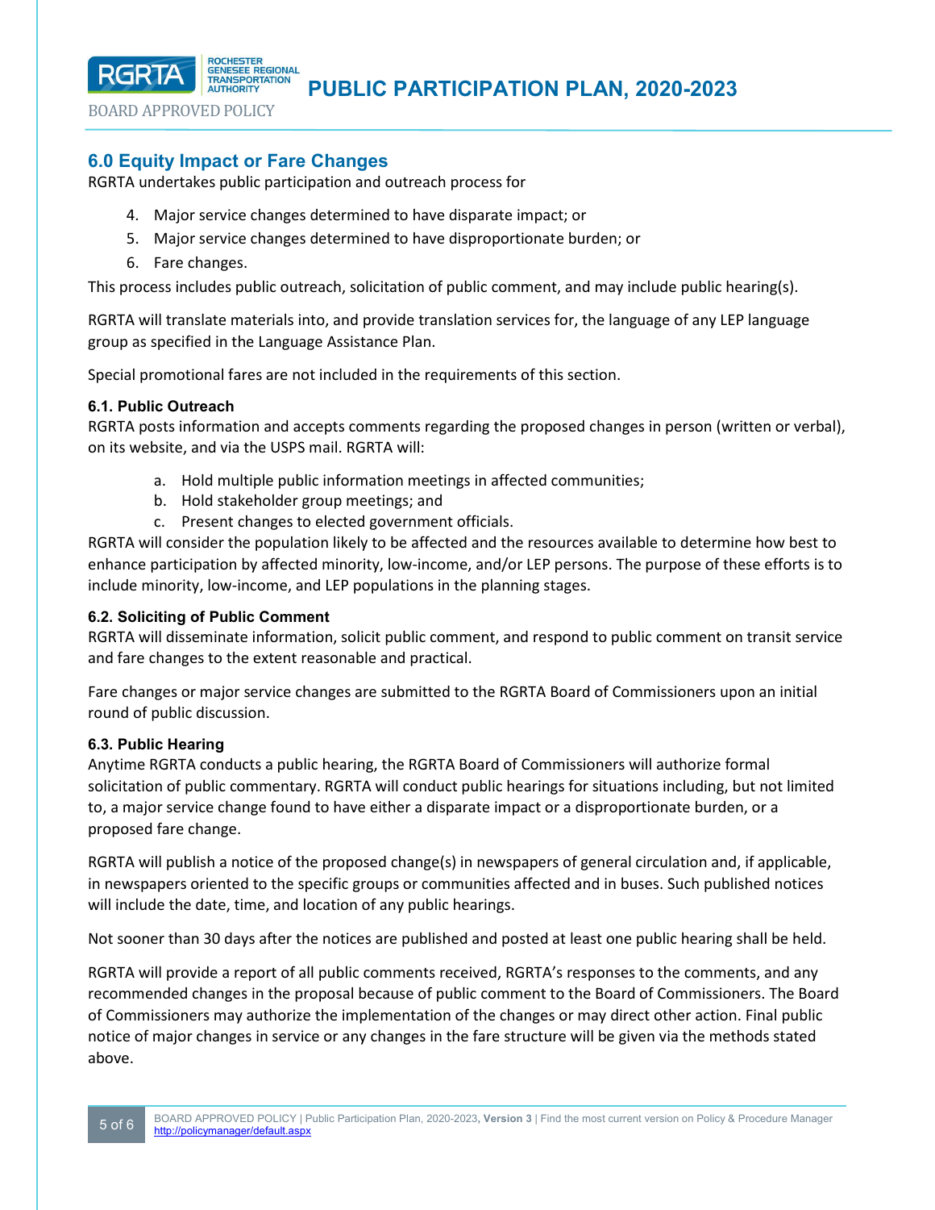## 6.0 Equity Impact or Fare Changes

RGRTA undertakes public participation and outreach process for

4. Major service changes determined to have disparate impact; or
5. Major service changes determined to have disproportionate burden; or
6. Fare changes.

This process includes public outreach, solicitation of public comment, and may include public hearing(s).

RGRTA will translate materials into, and provide translation services for, the language of any LEP language group as specified in the Language Assistance Plan.

Special promotional fares are not included in the requirements of this section.

### 6.1. Public Outreach

RGRTA posts information and accepts comments regarding the proposed changes in person (written or verbal), on its website, and via the USPS mail. RGRTA will:

a. Hold multiple public information meetings in affected communities;
b. Hold stakeholder group meetings; and
c. Present changes to elected government officials.

RGRTA will consider the population likely to be affected and the resources available to determine how best to enhance participation by affected minority, low-income, and/or LEP persons. The purpose of these efforts is to include minority, low-income, and LEP populations in the planning stages.

### 6.2. Soliciting of Public Comment

RGRTA will disseminate information, solicit public comment, and respond to public comment on transit service and fare changes to the extent reasonable and practical.

Fare changes or major service changes are submitted to the RGRTA Board of Commissioners upon an initial round of public discussion.

### 6.3. Public Hearing

Anytime RGRTA conducts a public hearing, the RGRTA Board of Commissioners will authorize formal solicitation of public commentary. RGRTA will conduct public hearings for situations including, but not limited to, a major service change found to have either a disparate impact or a disproportionate burden, or a proposed fare change.

RGRTA will publish a notice of the proposed change(s) in newspapers of general circulation and, if applicable, in newspapers oriented to the specific groups or communities affected and in buses. Such published notices will include the date, time, and location of any public hearings.

Not sooner than 30 days after the notices are published and posted at least one public hearing shall be held.

RGRTA will provide a report of all public comments received, RGRTA's responses to the comments, and any recommended changes in the proposal because of public comment to the Board of Commissioners. The Board of Commissioners may authorize the implementation of the changes or may direct other action. Final public notice of major changes in service or any changes in the fare structure will be given via the methods stated above.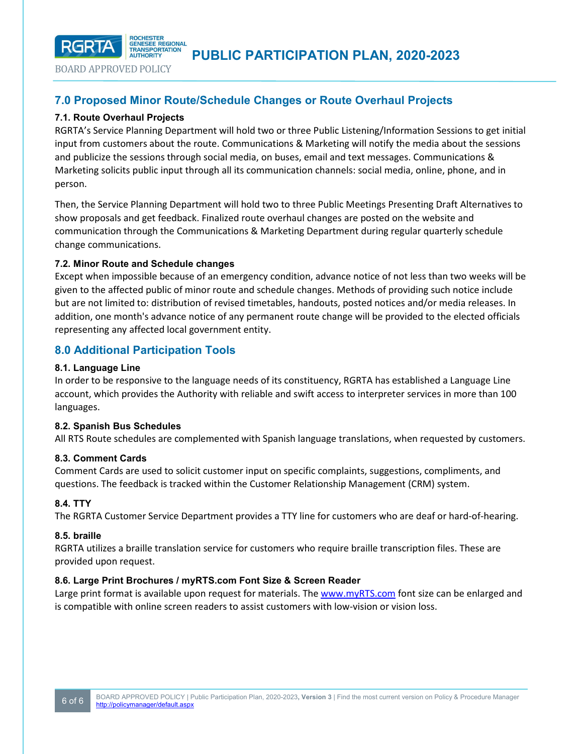## 7.0 Proposed Minor Route/Schedule Changes or Route Overhaul Projects

### 7.1. Route Overhaul Projects

RGRTA's Service Planning Department will hold two or three Public Listening/Information Sessions to get initial input from customers about the route. Communications & Marketing will notify the media about the sessions and publicize the sessions through social media, on buses, email and text messages. Communications & Marketing solicits public input through all its communication channels: social media, online, phone, and in person.

Then, the Service Planning Department will hold two to three Public Meetings Presenting Draft Alternatives to show proposals and get feedback. Finalized route overhaul changes are posted on the website and communication through the Communications & Marketing Department during regular quarterly schedule change communications.

### 7.2. Minor Route and Schedule changes

Except when impossible because of an emergency condition, advance notice of not less than two weeks will be given to the affected public of minor route and schedule changes. Methods of providing such notice include but are not limited to: distribution of revised timetables, handouts, posted notices and/or media releases. In addition, one month's advance notice of any permanent route change will be provided to the elected officials representing any affected local government entity.

## 8.0 Additional Participation Tools

### 8.1. Language Line

In order to be responsive to the language needs of its constituency, RGRTA has established a Language Line account, which provides the Authority with reliable and swift access to interpreter services in more than 100 languages.

### 8.2. Spanish Bus Schedules

All RTS Route schedules are complemented with Spanish language translations, when requested by customers.

### 8.3. Comment Cards

Comment Cards are used to solicit customer input on specific complaints, suggestions, compliments, and questions. The feedback is tracked within the Customer Relationship Management (CRM) system.

### 8.4. TTY

The RGRTA Customer Service Department provides a TTY line for customers who are deaf or hard-of-hearing.

### 8.5. braille

RGRTA utilizes a braille translation service for customers who require braille transcription files. These are provided upon request.

### 8.6. Large Print Brochures / myRTS.com Font Size & Screen Reader

Large print format is available upon request for materials. The www.myRTS.com font size can be enlarged and is compatible with online screen readers to assist customers with low-vision or vision loss.